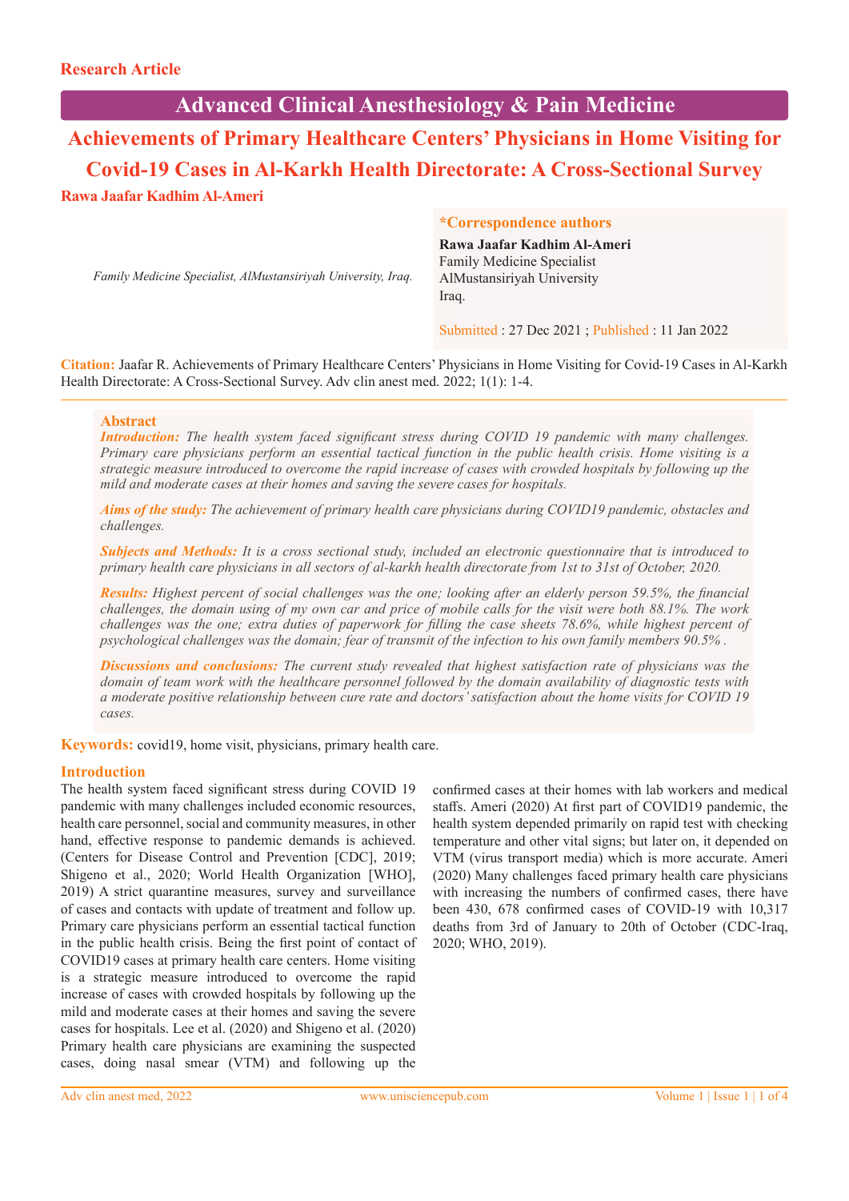Research Article

# Advanced Clinical Anesthesiology & Pain Medicine

# Achievements of Primary Healthcare Centers' Physicians in Home Visiting for Covid-19 Cases in Al-Karkh Health Directorate: A Cross-Sectional Survey

**Rawa Jaafar Kadhim Al-Ameri**

*Family Medicine Specialist, AlMustansiriyah University, Iraq.*

**\*Correspondence authors**

**Rawa Jaafar Kadhim Al-Ameri**
Family Medicine Specialist
AlMustansiriyah University
Iraq.

Submitted : 27 Dec 2021 ; Published : 11 Jan 2022

**Citation:** Jaafar R. Achievements of Primary Healthcare Centers' Physicians in Home Visiting for Covid-19 Cases in Al-Karkh Health Directorate: A Cross-Sectional Survey. Adv clin anest med. 2022; 1(1): 1-4.

## Abstract

***Introduction:*** *The health system faced significant stress during COVID 19 pandemic with many challenges. Primary care physicians perform an essential tactical function in the public health crisis. Home visiting is a strategic measure introduced to overcome the rapid increase of cases with crowded hospitals by following up the mild and moderate cases at their homes and saving the severe cases for hospitals.*

***Aims of the study:*** *The achievement of primary health care physicians during COVID19 pandemic, obstacles and challenges.*

***Subjects and Methods:*** *It is a cross sectional study, included an electronic questionnaire that is introduced to primary health care physicians in all sectors of al-karkh health directorate from 1st to 31st of October, 2020.*

***Results:*** *Highest percent of social challenges was the one; looking after an elderly person 59.5%, the financial challenges, the domain using of my own car and price of mobile calls for the visit were both 88.1%. The work challenges was the one; extra duties of paperwork for filling the case sheets 78.6%, while highest percent of psychological challenges was the domain; fear of transmit of the infection to his own family members 90.5%.*

***Discussions and conclusions:*** *The current study revealed that highest satisfaction rate of physicians was the domain of team work with the healthcare personnel followed by the domain availability of diagnostic tests with a moderate positive relationship between cure rate and doctors' satisfaction about the home visits for COVID 19 cases.*

**Keywords:** covid19, home visit, physicians, primary health care.

## Introduction

The health system faced significant stress during COVID 19 pandemic with many challenges included economic resources, health care personnel, social and community measures, in other hand, effective response to pandemic demands is achieved. (Centers for Disease Control and Prevention [CDC], 2019; Shigeno et al., 2020; World Health Organization [WHO], 2019) A strict quarantine measures, survey and surveillance of cases and contacts with update of treatment and follow up. Primary care physicians perform an essential tactical function in the public health crisis. Being the first point of contact of COVID19 cases at primary health care centers. Home visiting is a strategic measure introduced to overcome the rapid increase of cases with crowded hospitals by following up the mild and moderate cases at their homes and saving the severe cases for hospitals. Lee et al. (2020) and Shigeno et al. (2020) Primary health care physicians are examining the suspected cases, doing nasal smear (VTM) and following up the confirmed cases at their homes with lab workers and medical staffs. Ameri (2020) At first part of COVID19 pandemic, the health system depended primarily on rapid test with checking temperature and other vital signs; but later on, it depended on VTM (virus transport media) which is more accurate. Ameri (2020) Many challenges faced primary health care physicians with increasing the numbers of confirmed cases, there have been 430, 678 confirmed cases of COVID-19 with 10,317 deaths from 3rd of January to 20th of October (CDC-Iraq, 2020; WHO, 2019).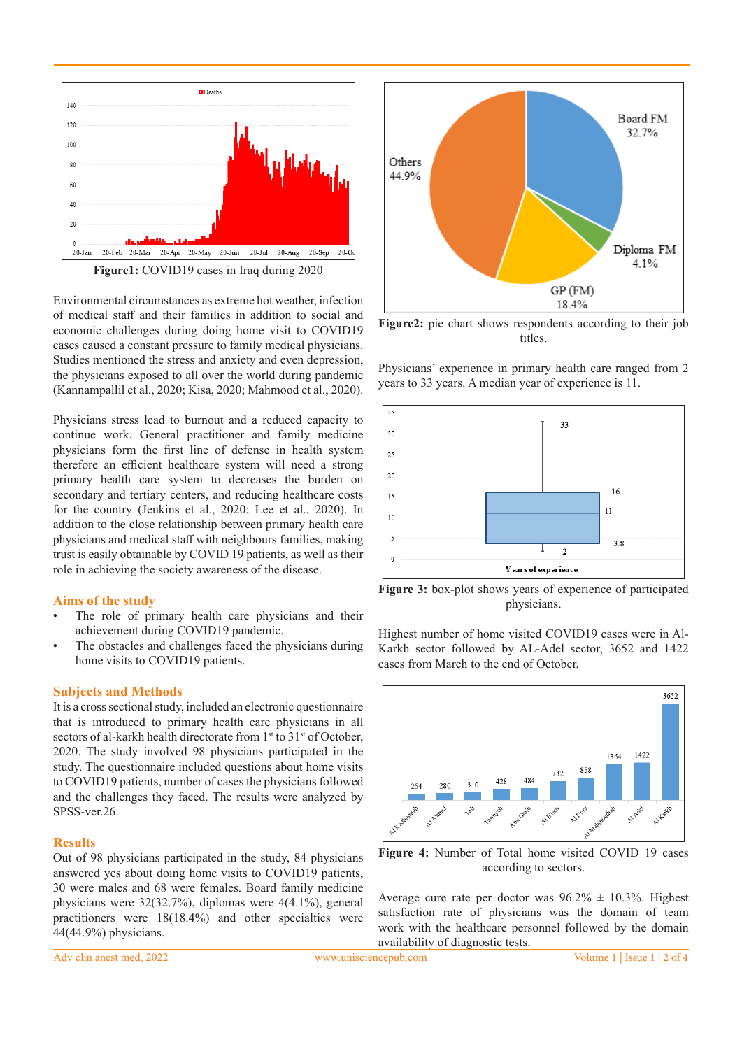**Figure1:** COVID19 cases in Iraq during 2020

Environmental circumstances as extreme hot weather, infection of medical staff and their families in addition to social and economic challenges during doing home visit to COVID19 cases caused a constant pressure to family medical physicians. Studies mentioned the stress and anxiety and even depression, the physicians exposed to all over the world during pandemic (Kannampallil et al., 2020; Kisa, 2020; Mahmood et al., 2020).

Physicians stress lead to burnout and a reduced capacity to continue work. General practitioner and family medicine physicians form the first line of defense in health system therefore an efficient healthcare system will need a strong primary health care system to decreases the burden on secondary and tertiary centers, and reducing healthcare costs for the country (Jenkins et al., 2020; Lee et al., 2020). In addition to the close relationship between primary health care physicians and medical staff with neighbours families, making trust is easily obtainable by COVID 19 patients, as well as their role in achieving the society awareness of the disease.

## Aims of the study

- The role of primary health care physicians and their achievement during COVID19 pandemic.
- The obstacles and challenges faced the physicians during home visits to COVID19 patients.

## Subjects and Methods

It is a cross sectional study, included an electronic questionnaire that is introduced to primary health care physicians in all sectors of al-karkh health directorate from 1st to 31st of October, 2020. The study involved 98 physicians participated in the study. The questionnaire included questions about home visits to COVID19 patients, number of cases the physicians followed and the challenges they faced. The results were analyzed by SPSS-ver.26.

## Results

Out of 98 physicians participated in the study, 84 physicians answered yes about doing home visits to COVID19 patients, 30 were males and 68 were females. Board family medicine physicians were 32(32.7%), diplomas were 4(4.1%), general practitioners were 18(18.4%) and other specialties were 44(44.9%) physicians.

**Figure2:** pie chart shows respondents according to their job titles.

Physicians' experience in primary health care ranged from 2 years to 33 years. A median year of experience is 11.

**Figure 3:** box-plot shows years of experience of participated physicians.

Highest number of home visited COVID19 cases were in Al-Karkh sector followed by AL-Adel sector, 3652 and 1422 cases from March to the end of October.

**Figure 4:** Number of Total home visited COVID 19 cases according to sectors.

Average cure rate per doctor was 96.2% ± 10.3%. Highest satisfaction rate of physicians was the domain of team work with the healthcare personnel followed by the domain availability of diagnostic tests.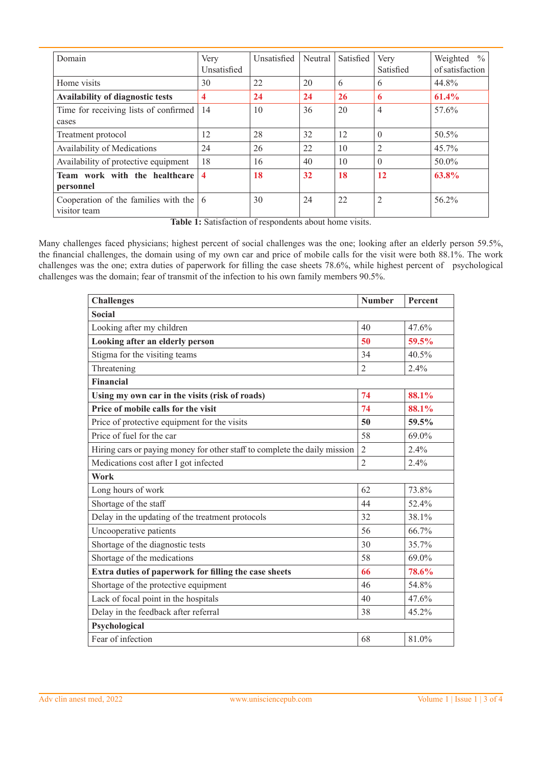| Domain | Very Unsatisfied | Unsatisfied | Neutral | Satisfied | Very Satisfied | Weighted % of satisfaction |
|---|---|---|---|---|---|---|
| Home visits | 30 | 22 | 20 | 6 | 6 | 44.8% |
| **Availability of diagnostic tests** | **4** | **24** | **24** | **26** | **6** | **61.4%** |
| Time for receiving lists of confirmed cases | 14 | 10 | 36 | 20 | 4 | 57.6% |
| Treatment protocol | 12 | 28 | 32 | 12 | 0 | 50.5% |
| Availability of Medications | 24 | 26 | 22 | 10 | 2 | 45.7% |
| Availability of protective equipment | 18 | 16 | 40 | 10 | 0 | 50.0% |
| **Team work with the healthcare personnel** | **4** | **18** | **32** | **18** | **12** | **63.8%** |
| Cooperation of the families with the visitor team | 6 | 30 | 24 | 22 | 2 | 56.2% |

**Table 1:** Satisfaction of respondents about home visits.

Many challenges faced physicians; highest percent of social challenges was the one; looking after an elderly person 59.5%, the financial challenges, the domain using of my own car and price of mobile calls for the visit were both 88.1%. The work challenges was the one; extra duties of paperwork for filling the case sheets 78.6%, while highest percent of psychological challenges was the domain; fear of transmit of the infection to his own family members 90.5%.

| Challenges | Number | Percent |
|---|---|---|
| **Social** | | |
| Looking after my children | 40 | 47.6% |
| **Looking after an elderly person** | **50** | **59.5%** |
| Stigma for the visiting teams | 34 | 40.5% |
| Threatening | 2 | 2.4% |
| **Financial** | | |
| **Using my own car in the visits (risk of roads)** | **74** | **88.1%** |
| **Price of mobile calls for the visit** | **74** | **88.1%** |
| Price of protective equipment for the visits | **50** | **59.5%** |
| Price of fuel for the car | 58 | 69.0% |
| Hiring cars or paying money for other staff to complete the daily mission | 2 | 2.4% |
| Medications cost after I got infected | 2 | 2.4% |
| **Work** | | |
| Long hours of work | 62 | 73.8% |
| Shortage of the staff | 44 | 52.4% |
| Delay in the updating of the treatment protocols | 32 | 38.1% |
| Uncooperative patients | 56 | 66.7% |
| Shortage of the diagnostic tests | 30 | 35.7% |
| Shortage of the medications | 58 | 69.0% |
| **Extra duties of paperwork for filling the case sheets** | **66** | **78.6%** |
| Shortage of the protective equipment | 46 | 54.8% |
| Lack of focal point in the hospitals | 40 | 47.6% |
| Delay in the feedback after referral | 38 | 45.2% |
| **Psychological** | | |
| Fear of infection | 68 | 81.0% |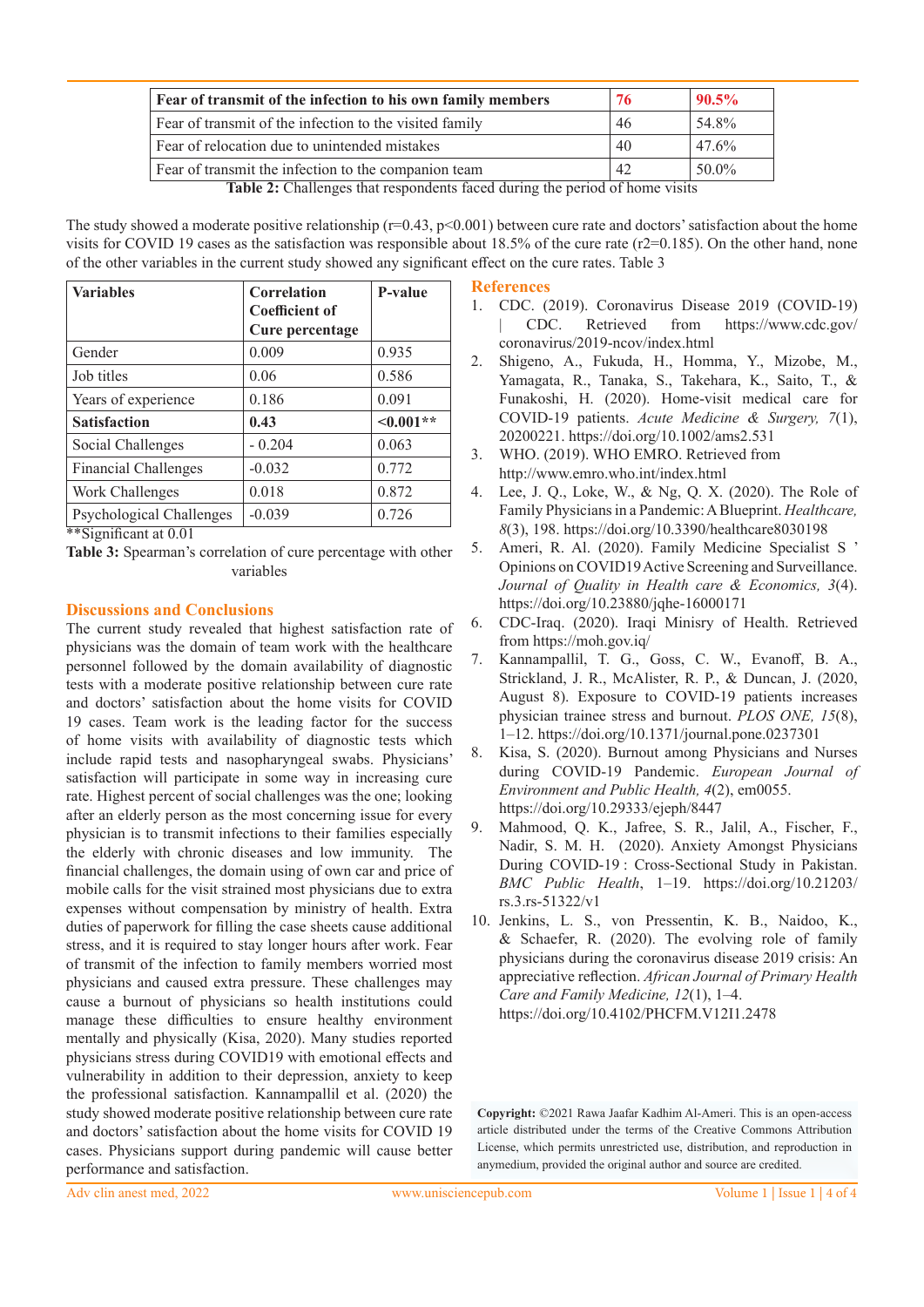| | | |
|---|---|---|
| **Fear of transmit of the infection to his own family members** | **76** | **90.5%** |
| Fear of transmit of the infection to the visited family | 46 | 54.8% |
| Fear of relocation due to unintended mistakes | 40 | 47.6% |
| Fear of transmit the infection to the companion team | 42 | 50.0% |

**Table 2:** Challenges that respondents faced during the period of home visits

The study showed a moderate positive relationship ($r=0.43$, $p<0.001$) between cure rate and doctors' satisfaction about the home visits for COVID 19 cases as the satisfaction was responsible about 18.5% of the cure rate ($r^2=0.185$). On the other hand, none of the other variables in the current study showed any significant effect on the cure rates. Table 3

| Variables | Correlation Coefficient of Cure percentage | P-value |
|---|---|---|
| Gender | 0.009 | 0.935 |
| Job titles | 0.06 | 0.586 |
| Years of experience | 0.186 | 0.091 |
| **Satisfaction** | **0.43** | **<0.001**** |
| Social Challenges | - 0.204 | 0.063 |
| Financial Challenges | -0.032 | 0.772 |
| Work Challenges | 0.018 | 0.872 |
| Psychological Challenges | -0.039 | 0.726 |

**Significant at 0.01

**Table 3:** Spearman's correlation of cure percentage with other variables

## Discussions and Conclusions

The current study revealed that highest satisfaction rate of physicians was the domain of team work with the healthcare personnel followed by the domain availability of diagnostic tests with a moderate positive relationship between cure rate and doctors' satisfaction about the home visits for COVID 19 cases. Team work is the leading factor for the success of home visits with availability of diagnostic tests which include rapid tests and nasopharyngeal swabs. Physicians' satisfaction will participate in some way in increasing cure rate. Highest percent of social challenges was the one; looking after an elderly person as the most concerning issue for every physician is to transmit infections to their families especially the elderly with chronic diseases and low immunity. The financial challenges, the domain using of own car and price of mobile calls for the visit strained most physicians due to extra expenses without compensation by ministry of health. Extra duties of paperwork for filling the case sheets cause additional stress, and it is required to stay longer hours after work. Fear of transmit of the infection to family members worried most physicians and caused extra pressure. These challenges may cause a burnout of physicians so health institutions could manage these difficulties to ensure healthy environment mentally and physically (Kisa, 2020). Many studies reported physicians stress during COVID19 with emotional effects and vulnerability in addition to their depression, anxiety to keep the professional satisfaction. Kannampallil et al. (2020) the study showed moderate positive relationship between cure rate and doctors' satisfaction about the home visits for COVID 19 cases. Physicians support during pandemic will cause better performance and satisfaction.

## References

1. CDC. (2019). Coronavirus Disease 2019 (COVID-19) | CDC. Retrieved from https://www.cdc.gov/coronavirus/2019-ncov/index.html
2. Shigeno, A., Fukuda, H., Homma, Y., Mizobe, M., Yamagata, R., Tanaka, S., Takehara, K., Saito, T., & Funakoshi, H. (2020). Home-visit medical care for COVID-19 patients. *Acute Medicine & Surgery, 7*(1), 20200221. https://doi.org/10.1002/ams2.531
3. WHO. (2019). WHO EMRO. Retrieved from http://www.emro.who.int/index.html
4. Lee, J. Q., Loke, W., & Ng, Q. X. (2020). The Role of Family Physicians in a Pandemic: A Blueprint. *Healthcare, 8*(3), 198. https://doi.org/10.3390/healthcare8030198
5. Ameri, R. Al. (2020). Family Medicine Specialist S ' Opinions on COVID19 Active Screening and Surveillance. *Journal of Quality in Health care & Economics, 3*(4). https://doi.org/10.23880/jqhe-16000171
6. CDC-Iraq. (2020). Iraqi Minisry of Health. Retrieved from https://moh.gov.iq/
7. Kannampallil, T. G., Goss, C. W., Evanoff, B. A., Strickland, J. R., McAlister, R. P., & Duncan, J. (2020, August 8). Exposure to COVID-19 patients increases physician trainee stress and burnout. *PLOS ONE, 15*(8), 1–12. https://doi.org/10.1371/journal.pone.0237301
8. Kisa, S. (2020). Burnout among Physicians and Nurses during COVID-19 Pandemic. *European Journal of Environment and Public Health, 4*(2), em0055. https://doi.org/10.29333/ejeph/8447
9. Mahmood, Q. K., Jafree, S. R., Jalil, A., Fischer, F., Nadir, S. M. H. (2020). Anxiety Amongst Physicians During COVID-19 : Cross-Sectional Study in Pakistan. *BMC Public Health*, 1–19. https://doi.org/10.21203/rs.3.rs-51322/v1
10. Jenkins, L. S., von Pressentin, K. B., Naidoo, K., & Schaefer, R. (2020). The evolving role of family physicians during the coronavirus disease 2019 crisis: An appreciative reflection. *African Journal of Primary Health Care and Family Medicine, 12*(1), 1–4. https://doi.org/10.4102/PHCFM.V12I1.2478

**Copyright:** ©2021 Rawa Jaafar Kadhim Al-Ameri. This is an open-access article distributed under the terms of the Creative Commons Attribution License, which permits unrestricted use, distribution, and reproduction in anymedium, provided the original author and source are credited.